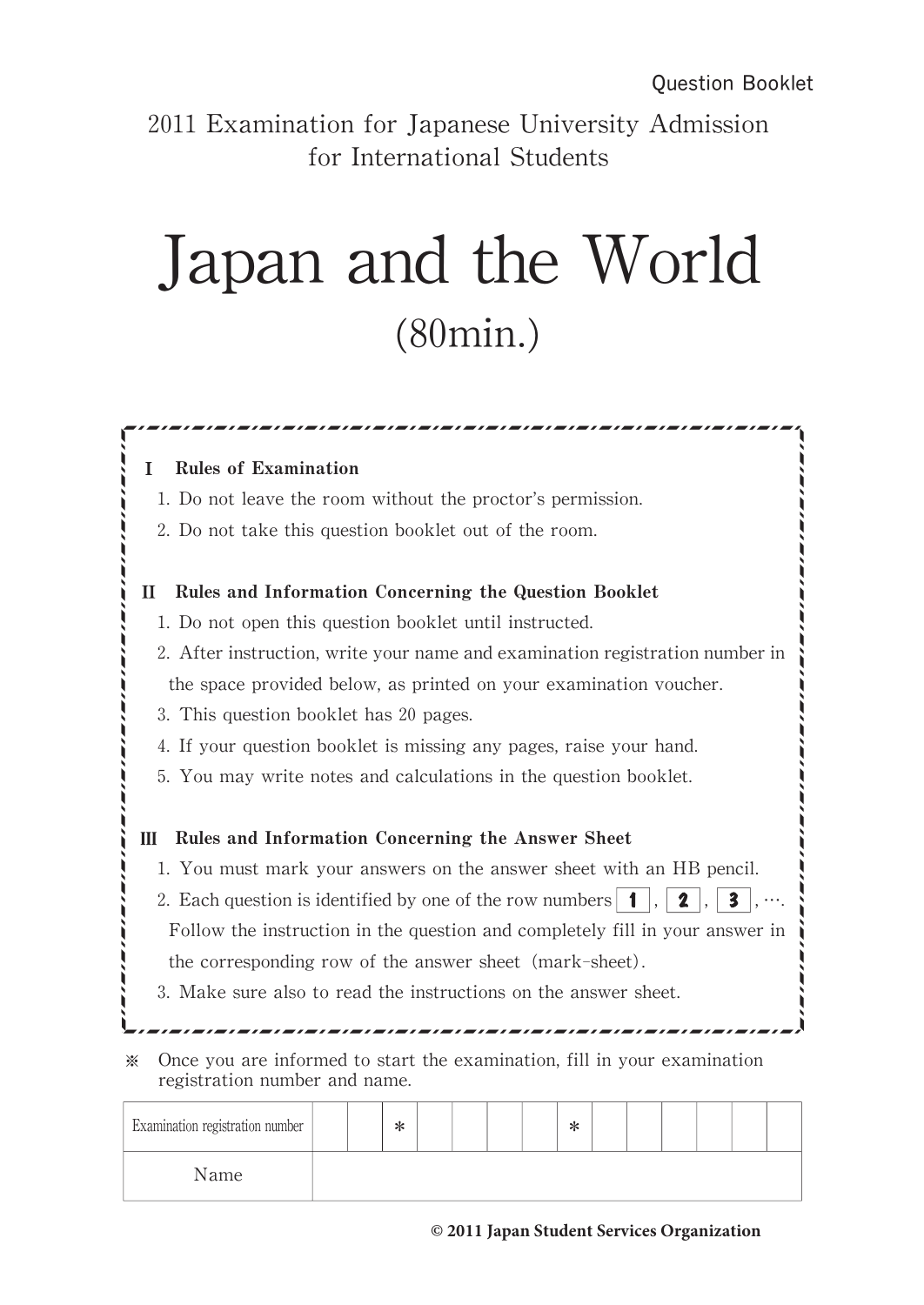Question Booklet

2011 Examination for Japanese University Admission for International Students

# Japan and the World

(80min.)

**I Rules of Examination**

1. Do not leave the room without the proctor's permission.
2. Do not take this question booklet out of the room.

**II Rules and Information Concerning the Question Booklet**

1. Do not open this question booklet until instructed.
2. After instruction, write your name and examination registration number in the space provided below, as printed on your examination voucher.
3. This question booklet has 20 pages.
4. If your question booklet is missing any pages, raise your hand.
5. You may write notes and calculations in the question booklet.

**III Rules and Information Concerning the Answer Sheet**

1. You must mark your answers on the answer sheet with an HB pencil.
2. Each question is identified by one of the row numbers **1**, **2**, **3**, …. Follow the instruction in the question and completely fill in your answer in the corresponding row of the answer sheet (mark-sheet).
3. Make sure also to read the instructions on the answer sheet.

※ Once you are informed to start the examination, fill in your examination registration number and name.

| Examination registration number | | | * | | | | | * | | | | | | |
|---|---|---|---|---|---|---|---|---|---|---|---|---|---|---|
| Name | | | | | | | | | | | | | | |

**© 2011 Japan Student Services Organization**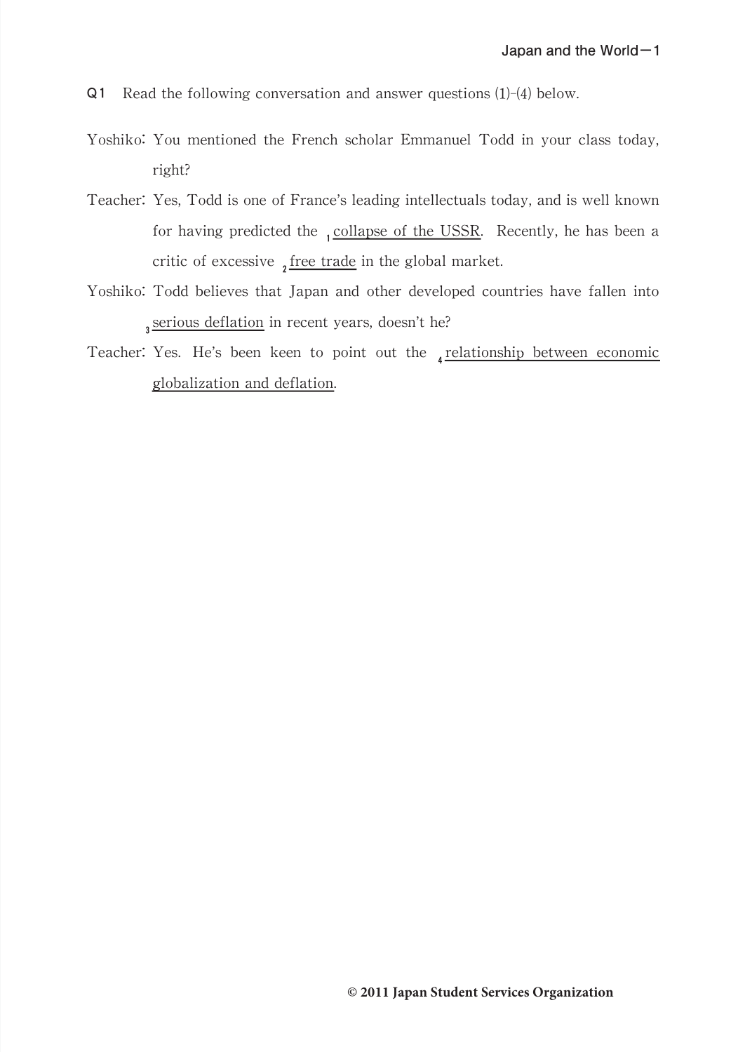**Q1** Read the following conversation and answer questions (1)-(4) below.

Yoshiko: You mentioned the French scholar Emmanuel Todd in your class today, right?

Teacher: Yes, Todd is one of France's leading intellectuals today, and is well known for having predicted the [1] <u>collapse of the USSR</u>. Recently, he has been a critic of excessive [2] <u>free trade</u> in the global market.

Yoshiko: Todd believes that Japan and other developed countries have fallen into [3] <u>serious deflation</u> in recent years, doesn't he?

Teacher: Yes. He's been keen to point out the [4] <u>relationship between economic globalization and deflation</u>.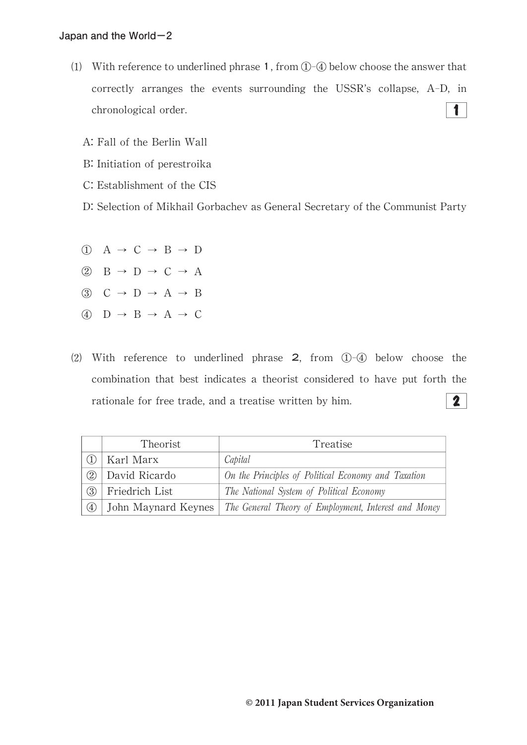(1) With reference to underlined phrase **1**, from ①-④ below choose the answer that correctly arranges the events surrounding the USSR's collapse, A-D, in chronological order. **1**

A: Fall of the Berlin Wall

B: Initiation of perestroika

C: Establishment of the CIS

D: Selection of Mikhail Gorbachev as General Secretary of the Communist Party

① A → C → B → D

② B → D → C → A

③ C → D → A → B

④ D → B → A → C

(2) With reference to underlined phrase **2**, from ①-④ below choose the combination that best indicates a theorist considered to have put forth the rationale for free trade, and a treatise written by him. **2**

| | Theorist | Treatise |
|---|---|---|
| ① | Karl Marx | *Capital* |
| ② | David Ricardo | *On the Principles of Political Economy and Taxation* |
| ③ | Friedrich List | *The National System of Political Economy* |
| ④ | John Maynard Keynes | *The General Theory of Employment, Interest and Money* |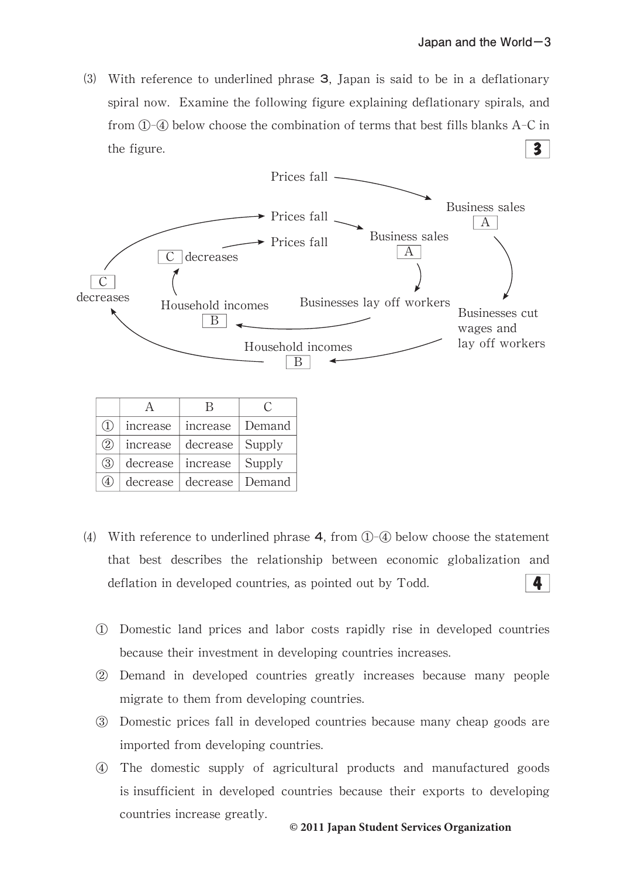(3) With reference to underlined phrase **3**, Japan is said to be in a deflationary spiral now. Examine the following figure explaining deflationary spirals, and from ①-④ below choose the combination of terms that best fills blanks A-C in the figure. **3**

Prices fall → Business sales [A] → Businesses cut wages and lay off workers → Household incomes [B] → [C] decreases → Prices fall → Business sales [A] → Businesses lay off workers → Household incomes [B] → [C] decreases → Prices fall

| | A | B | C |
|---|---|---|---|
| ① | increase | increase | Demand |
| ② | increase | decrease | Supply |
| ③ | decrease | increase | Supply |
| ④ | decrease | decrease | Demand |

(4) With reference to underlined phrase **4**, from ①-④ below choose the statement that best describes the relationship between economic globalization and deflation in developed countries, as pointed out by Todd. **4**

① Domestic land prices and labor costs rapidly rise in developed countries because their investment in developing countries increases.

② Demand in developed countries greatly increases because many people migrate to them from developing countries.

③ Domestic prices fall in developed countries because many cheap goods are imported from developing countries.

④ The domestic supply of agricultural products and manufactured goods is insufficient in developed countries because their exports to developing countries increase greatly.

© 2011 Japan Student Services Organization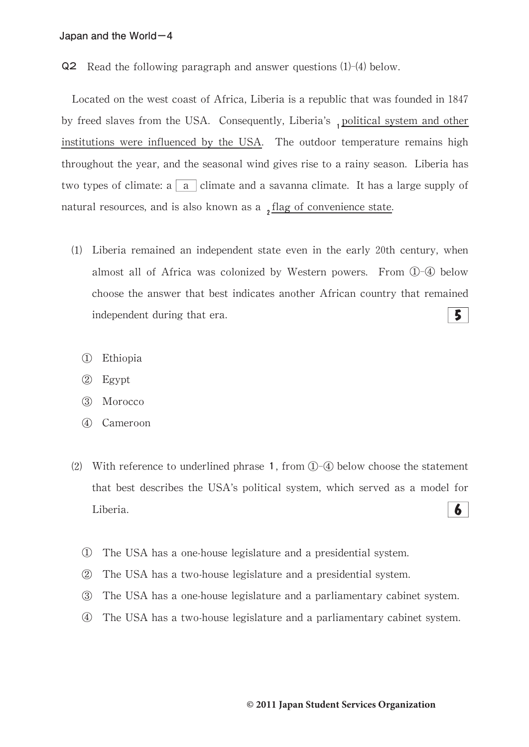**Q2** Read the following paragraph and answer questions (1)-(4) below.

Located on the west coast of Africa, Liberia is a republic that was founded in 1847 by freed slaves from the USA. Consequently, Liberia's [1] <u>political system and other institutions were influenced by the USA</u>. The outdoor temperature remains high throughout the year, and the seasonal wind gives rise to a rainy season. Liberia has two types of climate: a [ a ] climate and a savanna climate. It has a large supply of natural resources, and is also known as a [2] <u>flag of convenience state</u>.

(1) Liberia remained an independent state even in the early 20th century, when almost all of Africa was colonized by Western powers. From ①-④ below choose the answer that best indicates another African country that remained independent during that era. **[ 5 ]**

① Ethiopia
② Egypt
③ Morocco
④ Cameroon

(2) With reference to underlined phrase **1**, from ①-④ below choose the statement that best describes the USA's political system, which served as a model for Liberia. **[ 6 ]**

① The USA has a one-house legislature and a presidential system.
② The USA has a two-house legislature and a presidential system.
③ The USA has a one-house legislature and a parliamentary cabinet system.
④ The USA has a two-house legislature and a parliamentary cabinet system.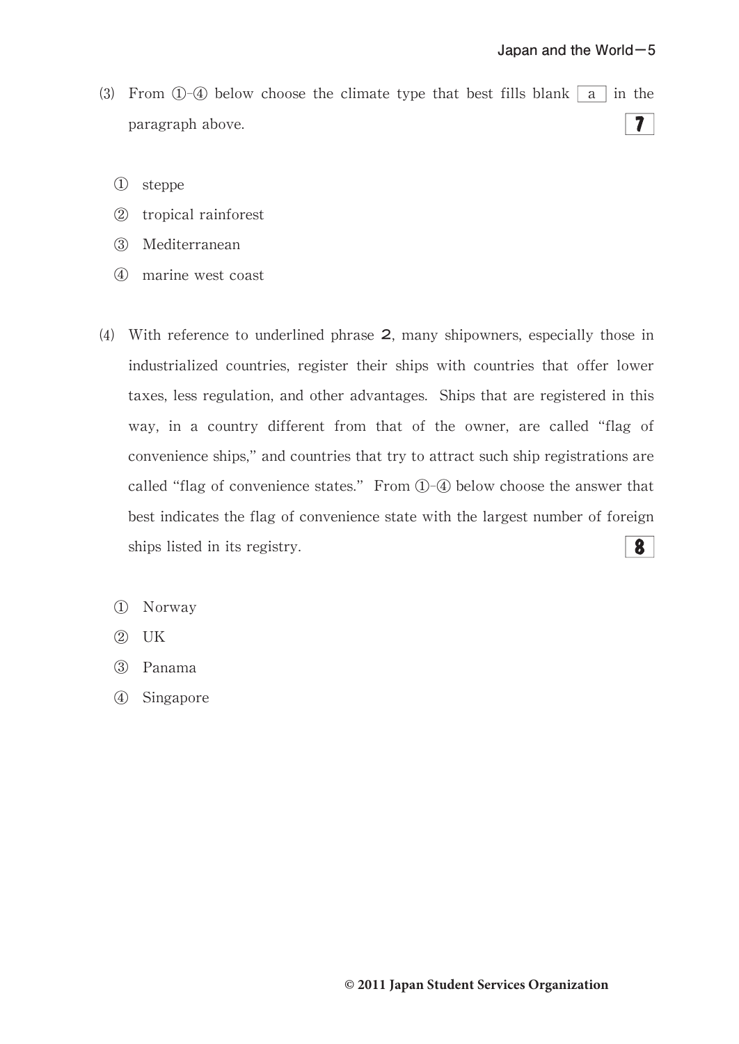(3) From ①-④ below choose the climate type that best fills blank [ a ] in the paragraph above. **7**

① steppe

② tropical rainforest

③ Mediterranean

④ marine west coast

(4) With reference to underlined phrase **2**, many shipowners, especially those in industrialized countries, register their ships with countries that offer lower taxes, less regulation, and other advantages. Ships that are registered in this way, in a country different from that of the owner, are called "flag of convenience ships," and countries that try to attract such ship registrations are called "flag of convenience states." From ①-④ below choose the answer that best indicates the flag of convenience state with the largest number of foreign ships listed in its registry. **8**

① Norway

② UK

③ Panama

④ Singapore

© 2011 Japan Student Services Organization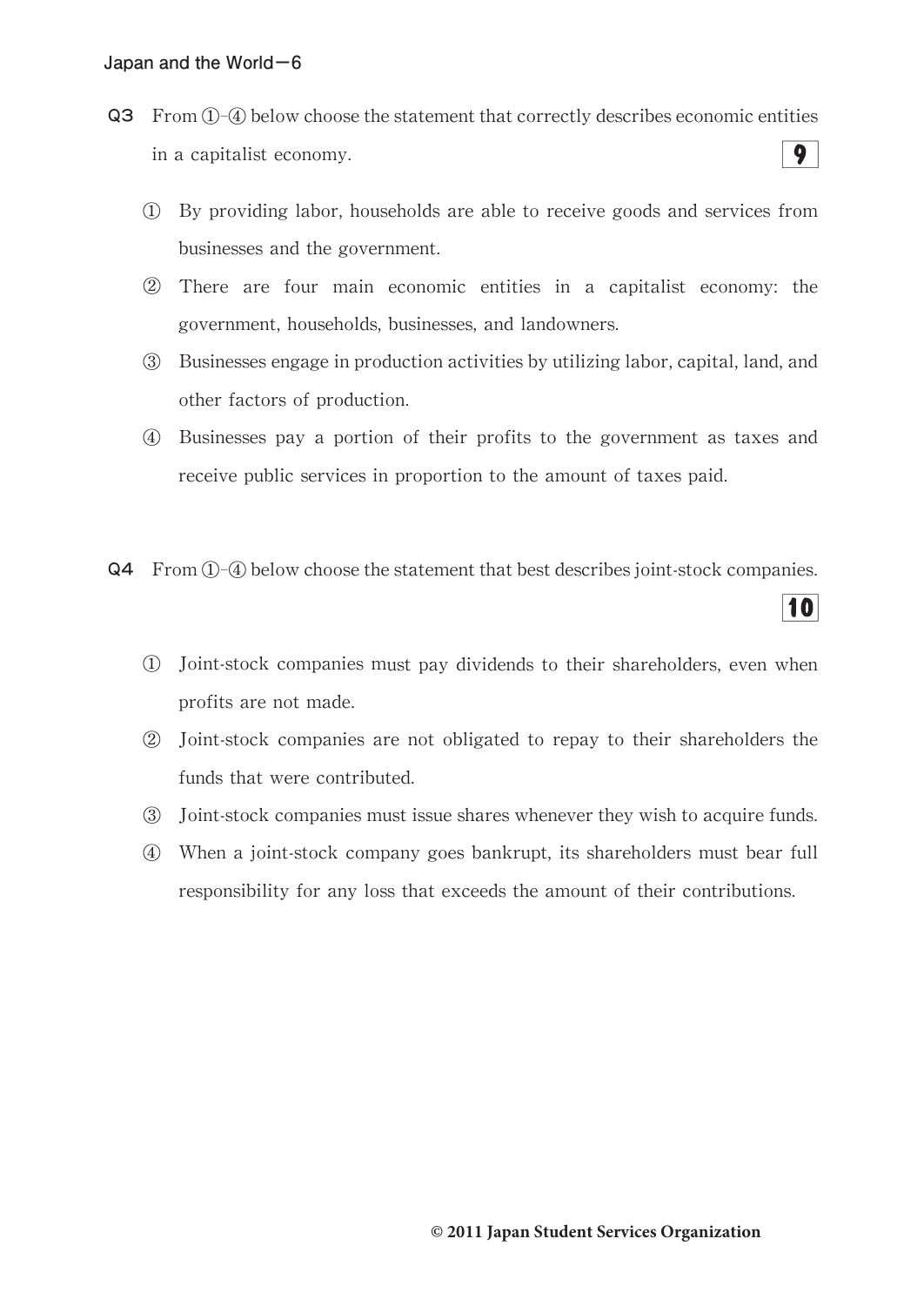**Q3** From ①-④ below choose the statement that correctly describes economic entities in a capitalist economy. **9**

① By providing labor, households are able to receive goods and services from businesses and the government.

② There are four main economic entities in a capitalist economy: the government, households, businesses, and landowners.

③ Businesses engage in production activities by utilizing labor, capital, land, and other factors of production.

④ Businesses pay a portion of their profits to the government as taxes and receive public services in proportion to the amount of taxes paid.

**Q4** From ①-④ below choose the statement that best describes joint-stock companies. **10**

① Joint-stock companies must pay dividends to their shareholders, even when profits are not made.

② Joint-stock companies are not obligated to repay to their shareholders the funds that were contributed.

③ Joint-stock companies must issue shares whenever they wish to acquire funds.

④ When a joint-stock company goes bankrupt, its shareholders must bear full responsibility for any loss that exceeds the amount of their contributions.

© 2011 Japan Student Services Organization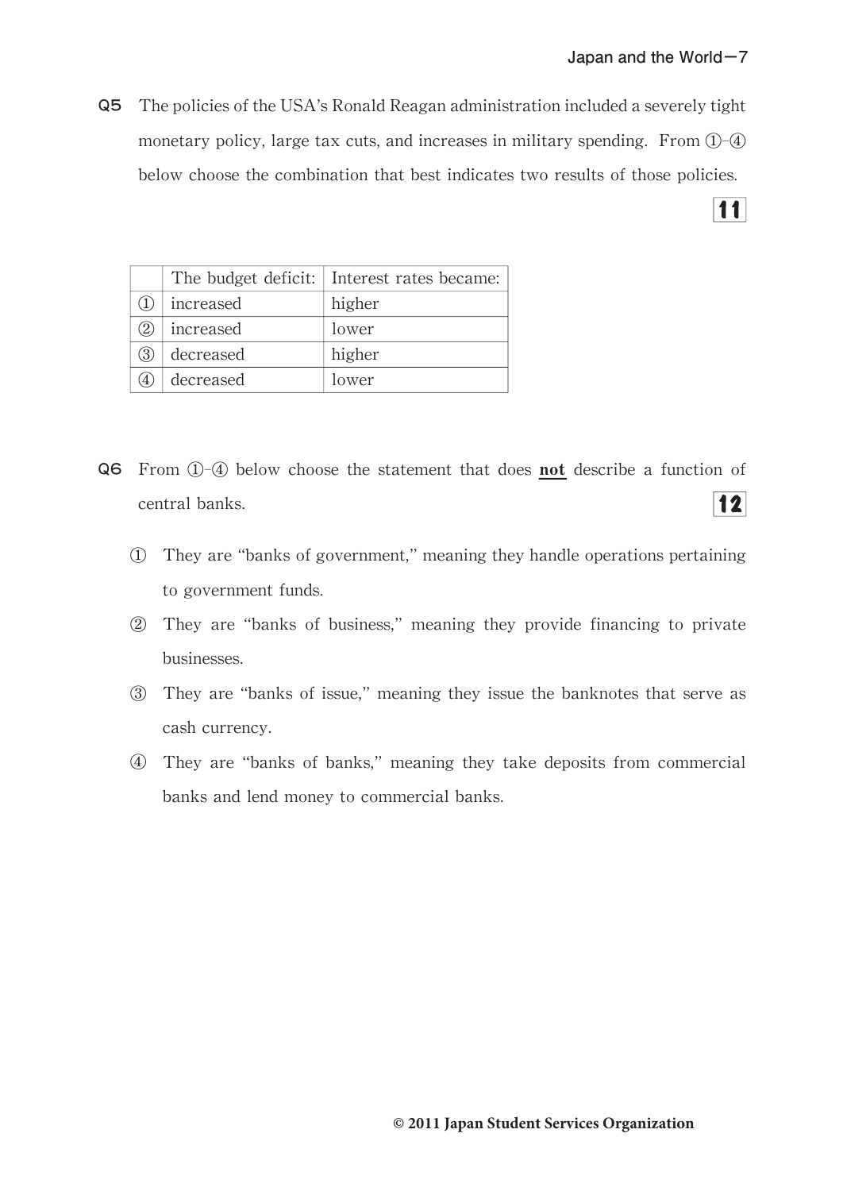**Q5** The policies of the USA's Ronald Reagan administration included a severely tight monetary policy, large tax cuts, and increases in military spending. From ①-④ below choose the combination that best indicates two results of those policies. **11**

| | The budget deficit: | Interest rates became: |
|---|---|---|
| ① | increased | higher |
| ② | increased | lower |
| ③ | decreased | higher |
| ④ | decreased | lower |

**Q6** From ①-④ below choose the statement that does **not** describe a function of central banks. **12**

① They are "banks of government," meaning they handle operations pertaining to government funds.

② They are "banks of business," meaning they provide financing to private businesses.

③ They are "banks of issue," meaning they issue the banknotes that serve as cash currency.

④ They are "banks of banks," meaning they take deposits from commercial banks and lend money to commercial banks.

© 2011 Japan Student Services Organization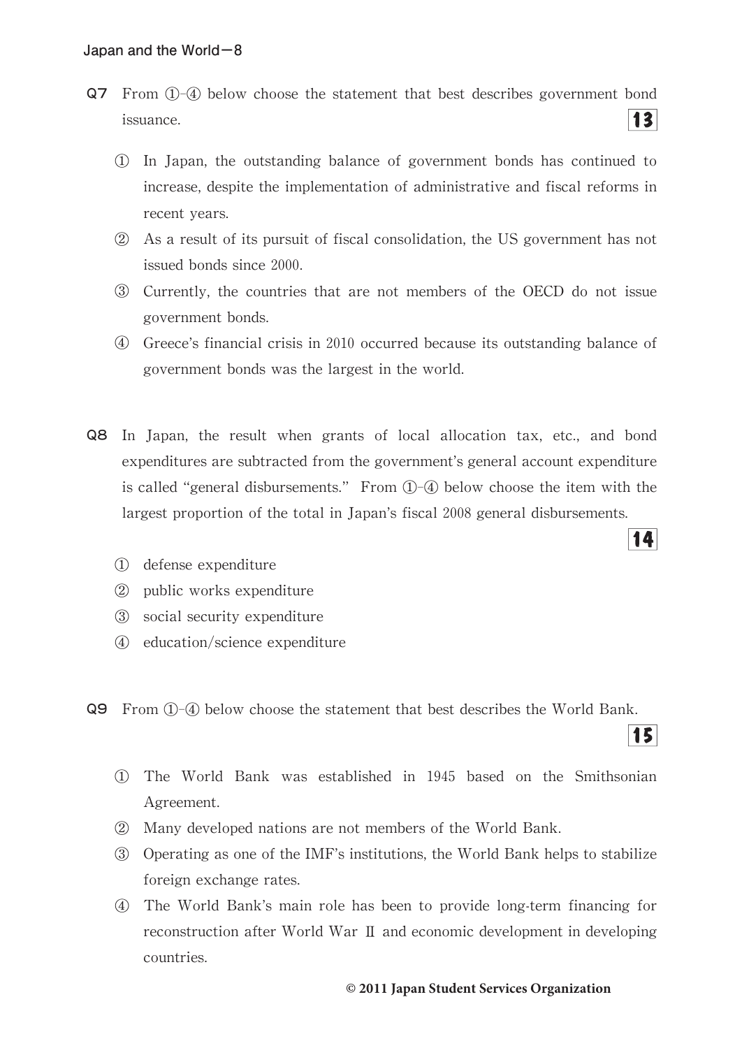**Q7** From ①-④ below choose the statement that best describes government bond issuance. **13**

① In Japan, the outstanding balance of government bonds has continued to increase, despite the implementation of administrative and fiscal reforms in recent years.

② As a result of its pursuit of fiscal consolidation, the US government has not issued bonds since 2000.

③ Currently, the countries that are not members of the OECD do not issue government bonds.

④ Greece's financial crisis in 2010 occurred because its outstanding balance of government bonds was the largest in the world.

**Q8** In Japan, the result when grants of local allocation tax, etc., and bond expenditures are subtracted from the government's general account expenditure is called "general disbursements." From ①-④ below choose the item with the largest proportion of the total in Japan's fiscal 2008 general disbursements. **14**

① defense expenditure

② public works expenditure

③ social security expenditure

④ education/science expenditure

**Q9** From ①-④ below choose the statement that best describes the World Bank. **15**

① The World Bank was established in 1945 based on the Smithsonian Agreement.

② Many developed nations are not members of the World Bank.

③ Operating as one of the IMF's institutions, the World Bank helps to stabilize foreign exchange rates.

④ The World Bank's main role has been to provide long-term financing for reconstruction after World War Ⅱ and economic development in developing countries.

© 2011 Japan Student Services Organization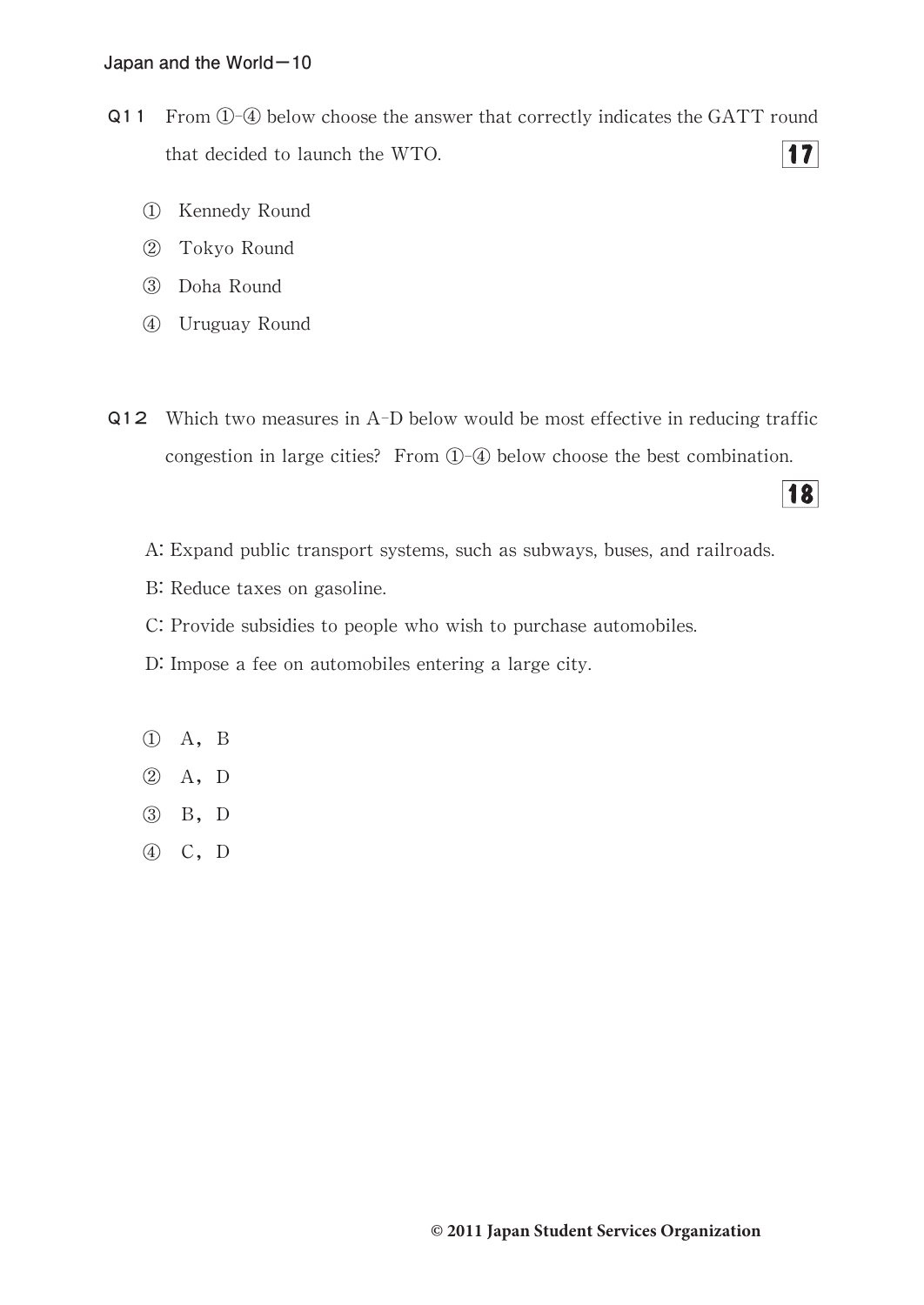**Q11** From ①-④ below choose the answer that correctly indicates the GATT round that decided to launch the WTO. **17**

① Kennedy Round

② Tokyo Round

③ Doha Round

④ Uruguay Round

**Q12** Which two measures in A-D below would be most effective in reducing traffic congestion in large cities? From ①-④ below choose the best combination. **18**

A: Expand public transport systems, such as subways, buses, and railroads.

B: Reduce taxes on gasoline.

C: Provide subsidies to people who wish to purchase automobiles.

D: Impose a fee on automobiles entering a large city.

① A, B

② A, D

③ B, D

④ C, D

© 2011 Japan Student Services Organization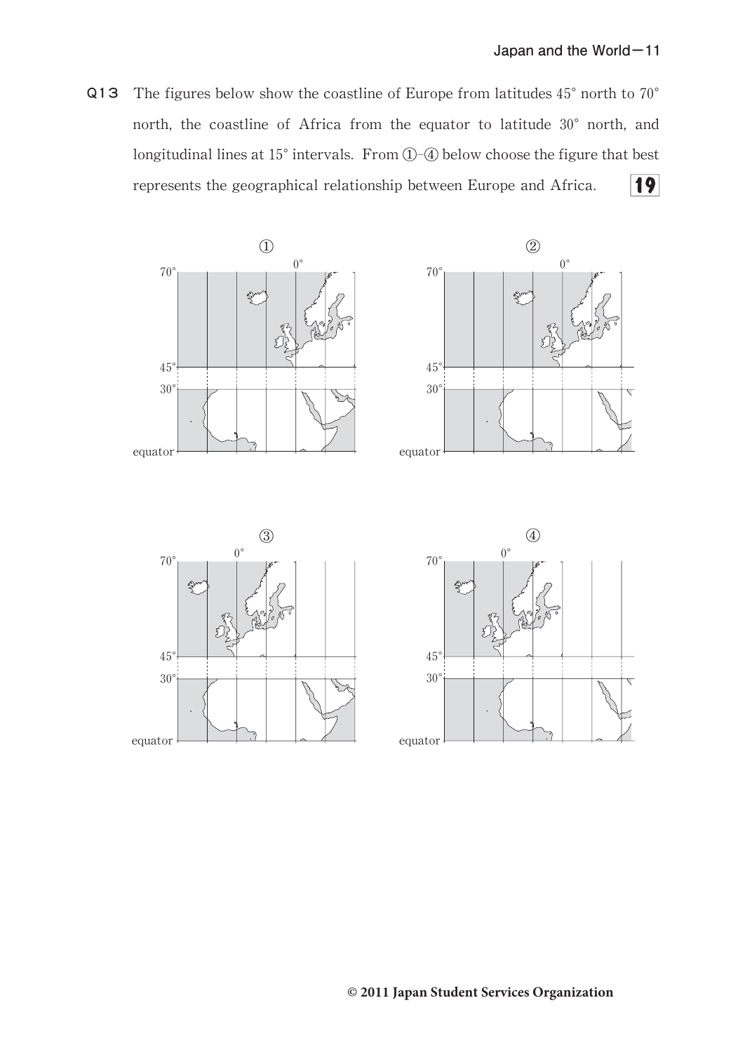**Q13** The figures below show the coastline of Europe from latitudes 45° north to 70° north, the coastline of Africa from the equator to latitude 30° north, and longitudinal lines at 15° intervals. From ①–④ below choose the figure that best represents the geographical relationship between Europe and Africa. **19**

①

②

③

④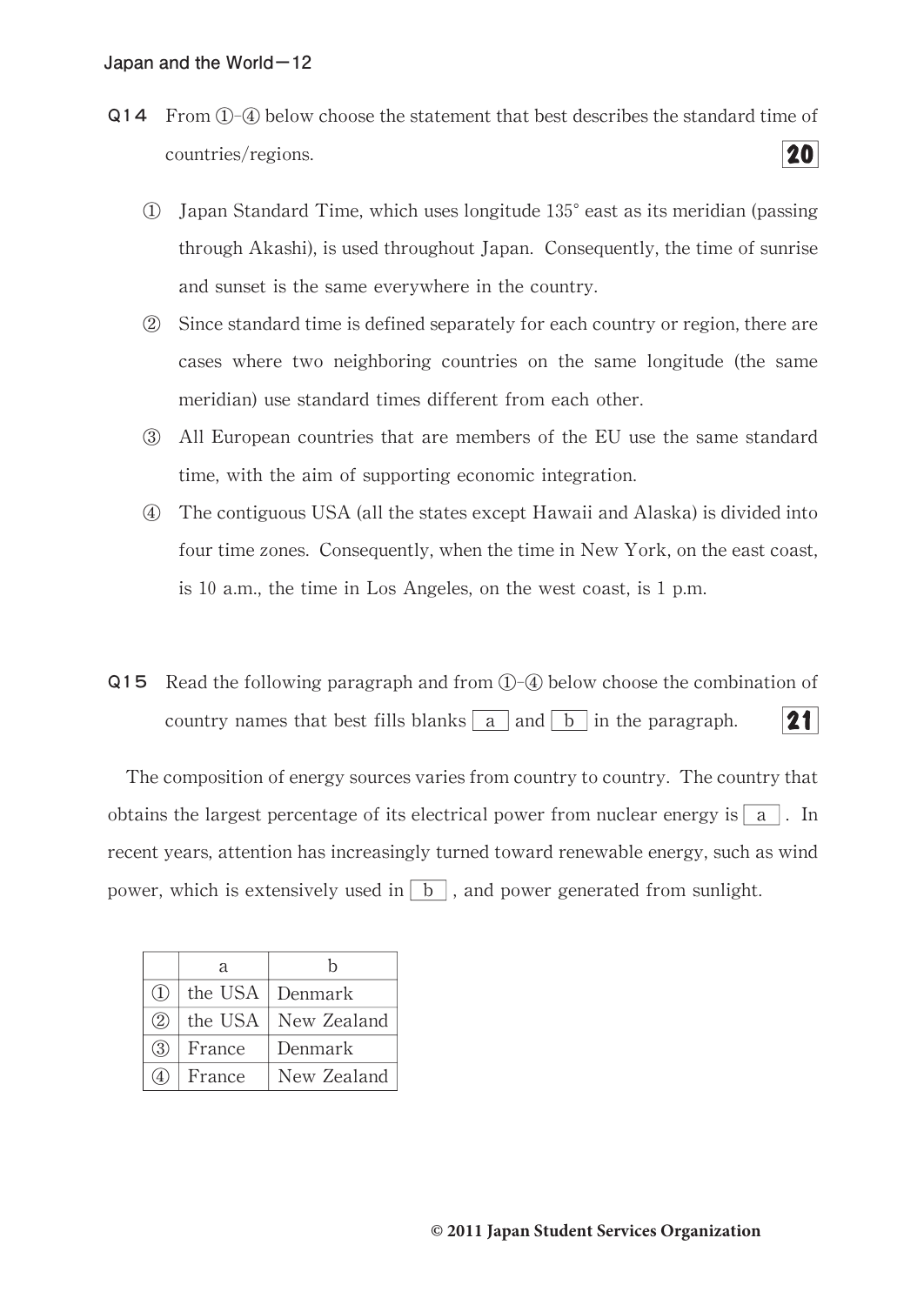**Q14** From ①-④ below choose the statement that best describes the standard time of countries/regions. **20**

① Japan Standard Time, which uses longitude 135° east as its meridian (passing through Akashi), is used throughout Japan. Consequently, the time of sunrise and sunset is the same everywhere in the country.

② Since standard time is defined separately for each country or region, there are cases where two neighboring countries on the same longitude (the same meridian) use standard times different from each other.

③ All European countries that are members of the EU use the same standard time, with the aim of supporting economic integration.

④ The contiguous USA (all the states except Hawaii and Alaska) is divided into four time zones. Consequently, when the time in New York, on the east coast, is 10 a.m., the time in Los Angeles, on the west coast, is 1 p.m.

**Q15** Read the following paragraph and from ①-④ below choose the combination of country names that best fills blanks [ a ] and [ b ] in the paragraph. **21**

The composition of energy sources varies from country to country. The country that obtains the largest percentage of its electrical power from nuclear energy is [ a ]. In recent years, attention has increasingly turned toward renewable energy, such as wind power, which is extensively used in [ b ], and power generated from sunlight.

| | a | b |
|---|---|---|
| ① | the USA | Denmark |
| ② | the USA | New Zealand |
| ③ | France | Denmark |
| ④ | France | New Zealand |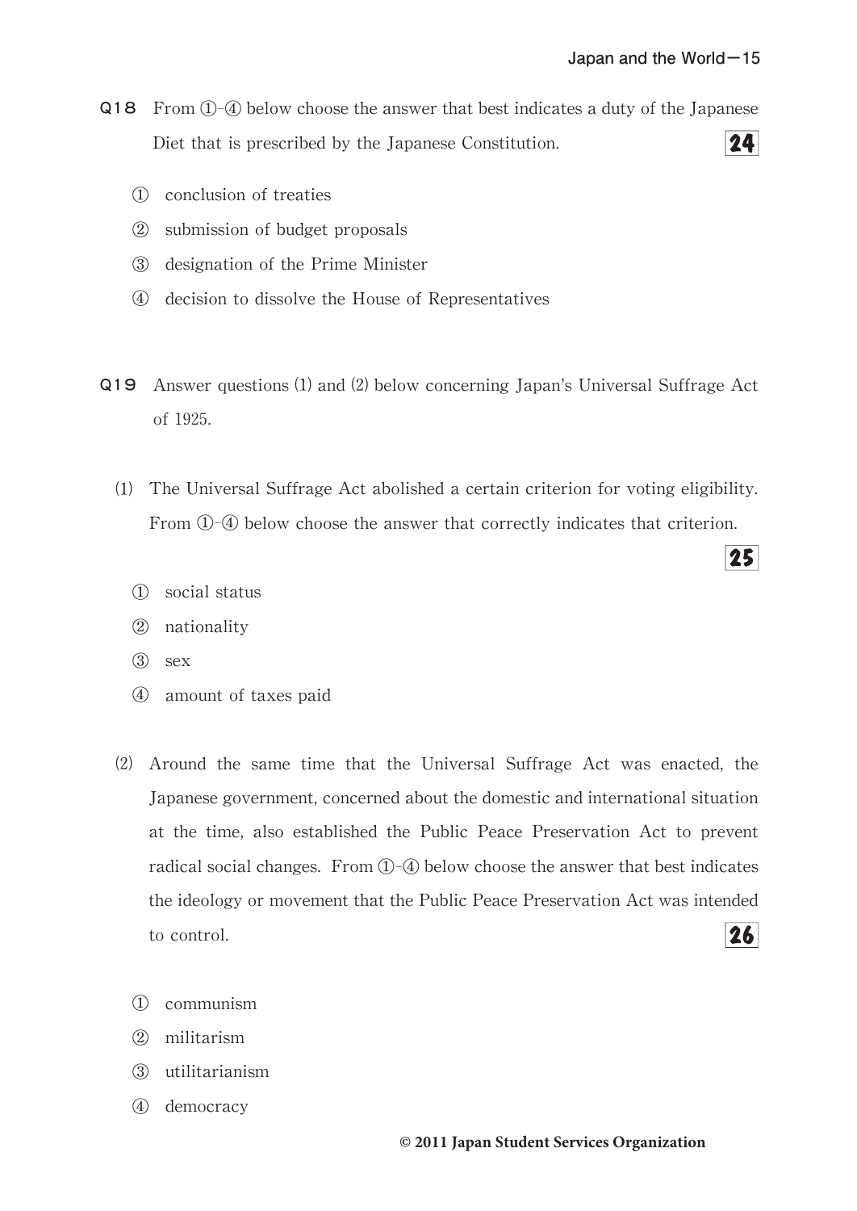**Q18** From ①-④ below choose the answer that best indicates a duty of the Japanese Diet that is prescribed by the Japanese Constitution. **24**

① conclusion of treaties

② submission of budget proposals

③ designation of the Prime Minister

④ decision to dissolve the House of Representatives

**Q19** Answer questions (1) and (2) below concerning Japan's Universal Suffrage Act of 1925.

(1) The Universal Suffrage Act abolished a certain criterion for voting eligibility. From ①-④ below choose the answer that correctly indicates that criterion. **25**

① social status

② nationality

③ sex

④ amount of taxes paid

(2) Around the same time that the Universal Suffrage Act was enacted, the Japanese government, concerned about the domestic and international situation at the time, also established the Public Peace Preservation Act to prevent radical social changes. From ①-④ below choose the answer that best indicates the ideology or movement that the Public Peace Preservation Act was intended to control. **26**

① communism

② militarism

③ utilitarianism

④ democracy

© 2011 Japan Student Services Organization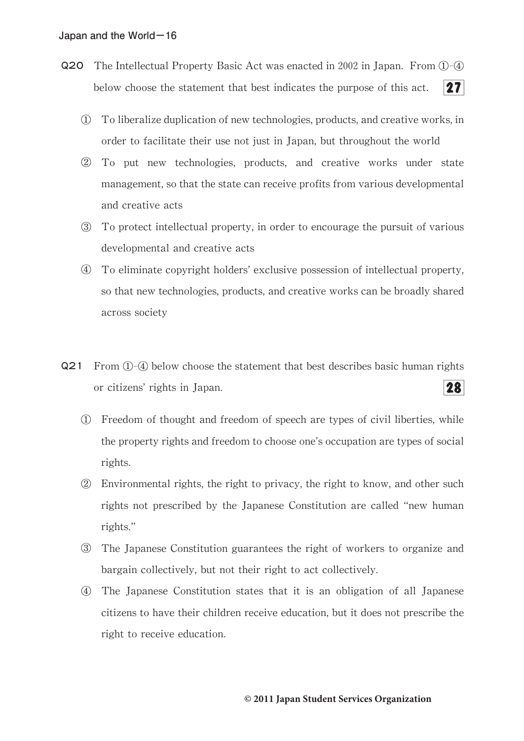**Q20** The Intellectual Property Basic Act was enacted in 2002 in Japan. From ①-④ below choose the statement that best indicates the purpose of this act. **27**

① To liberalize duplication of new technologies, products, and creative works, in order to facilitate their use not just in Japan, but throughout the world

② To put new technologies, products, and creative works under state management, so that the state can receive profits from various developmental and creative acts

③ To protect intellectual property, in order to encourage the pursuit of various developmental and creative acts

④ To eliminate copyright holders' exclusive possession of intellectual property, so that new technologies, products, and creative works can be broadly shared across society

**Q21** From ①-④ below choose the statement that best describes basic human rights or citizens' rights in Japan. **28**

① Freedom of thought and freedom of speech are types of civil liberties, while the property rights and freedom to choose one's occupation are types of social rights.

② Environmental rights, the right to privacy, the right to know, and other such rights not prescribed by the Japanese Constitution are called "new human rights."

③ The Japanese Constitution guarantees the right of workers to organize and bargain collectively, but not their right to act collectively.

④ The Japanese Constitution states that it is an obligation of all Japanese citizens to have their children receive education, but it does not prescribe the right to receive education.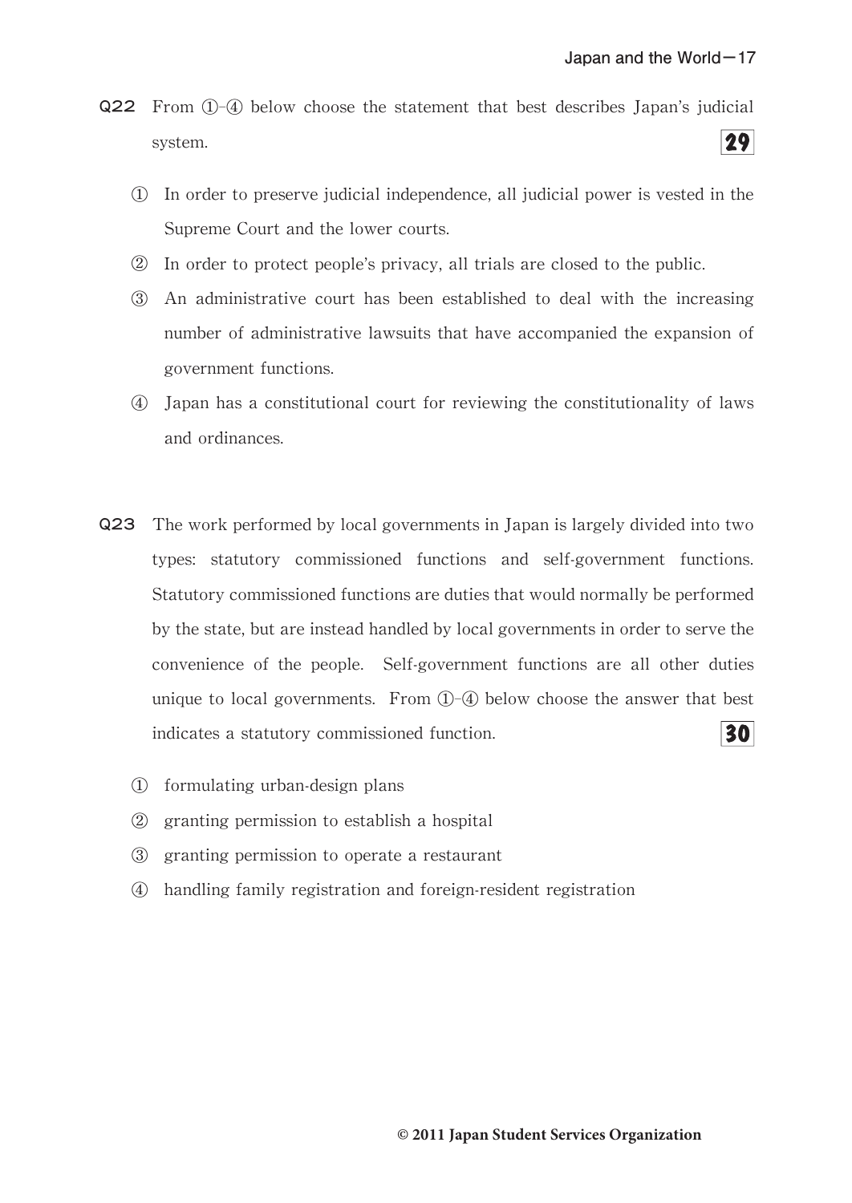**Q22** From ①–④ below choose the statement that best describes Japan's judicial system. **29**

① In order to preserve judicial independence, all judicial power is vested in the Supreme Court and the lower courts.

② In order to protect people's privacy, all trials are closed to the public.

③ An administrative court has been established to deal with the increasing number of administrative lawsuits that have accompanied the expansion of government functions.

④ Japan has a constitutional court for reviewing the constitutionality of laws and ordinances.

**Q23** The work performed by local governments in Japan is largely divided into two types: statutory commissioned functions and self-government functions. Statutory commissioned functions are duties that would normally be performed by the state, but are instead handled by local governments in order to serve the convenience of the people. Self-government functions are all other duties unique to local governments. From ①–④ below choose the answer that best indicates a statutory commissioned function. **30**

① formulating urban-design plans

② granting permission to establish a hospital

③ granting permission to operate a restaurant

④ handling family registration and foreign-resident registration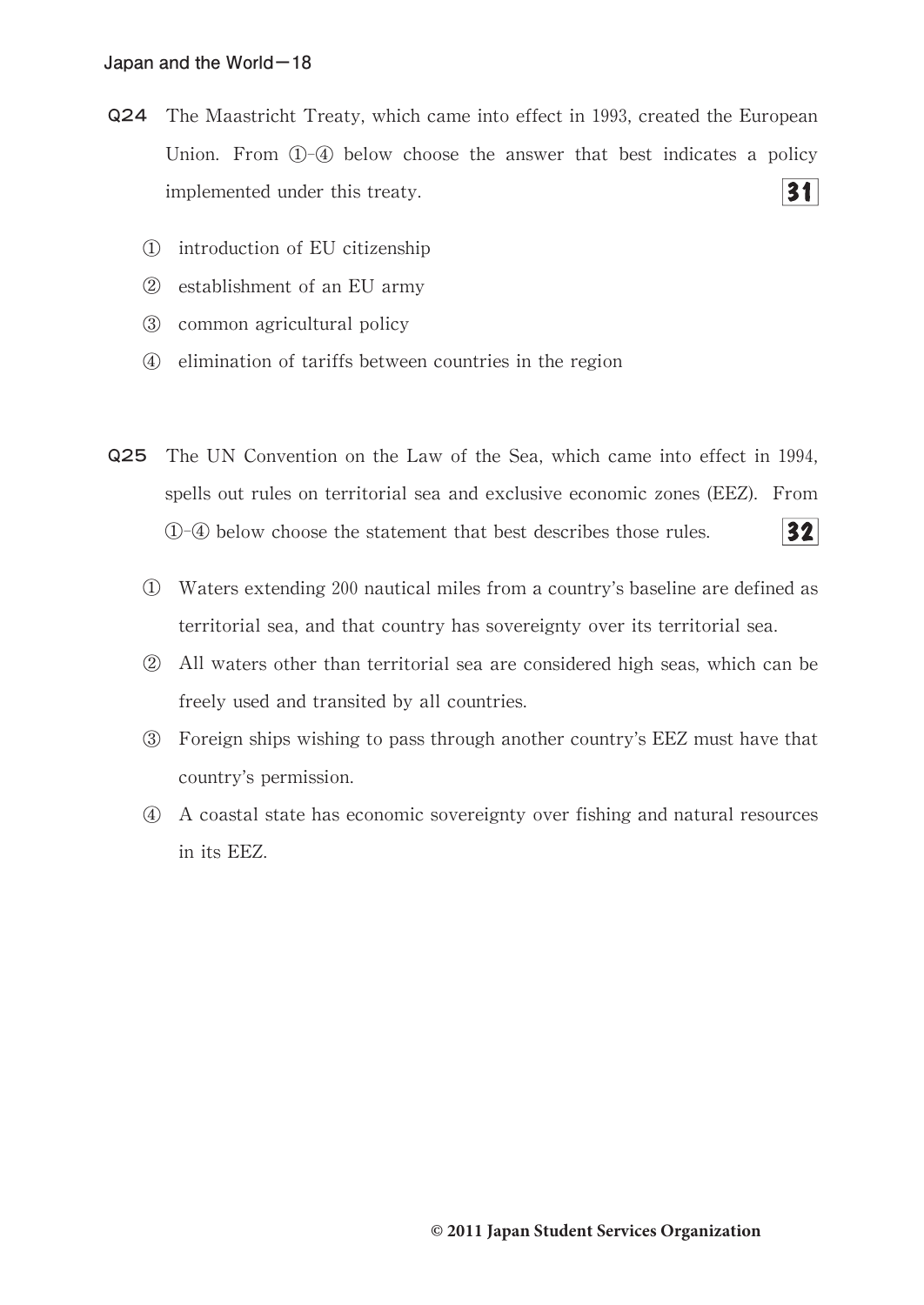**Q24** The Maastricht Treaty, which came into effect in 1993, created the European Union. From ①-④ below choose the answer that best indicates a policy implemented under this treaty. **31**

① introduction of EU citizenship

② establishment of an EU army

③ common agricultural policy

④ elimination of tariffs between countries in the region

**Q25** The UN Convention on the Law of the Sea, which came into effect in 1994, spells out rules on territorial sea and exclusive economic zones (EEZ). From ①-④ below choose the statement that best describes those rules. **32**

① Waters extending 200 nautical miles from a country's baseline are defined as territorial sea, and that country has sovereignty over its territorial sea.

② All waters other than territorial sea are considered high seas, which can be freely used and transited by all countries.

③ Foreign ships wishing to pass through another country's EEZ must have that country's permission.

④ A coastal state has economic sovereignty over fishing and natural resources in its EEZ.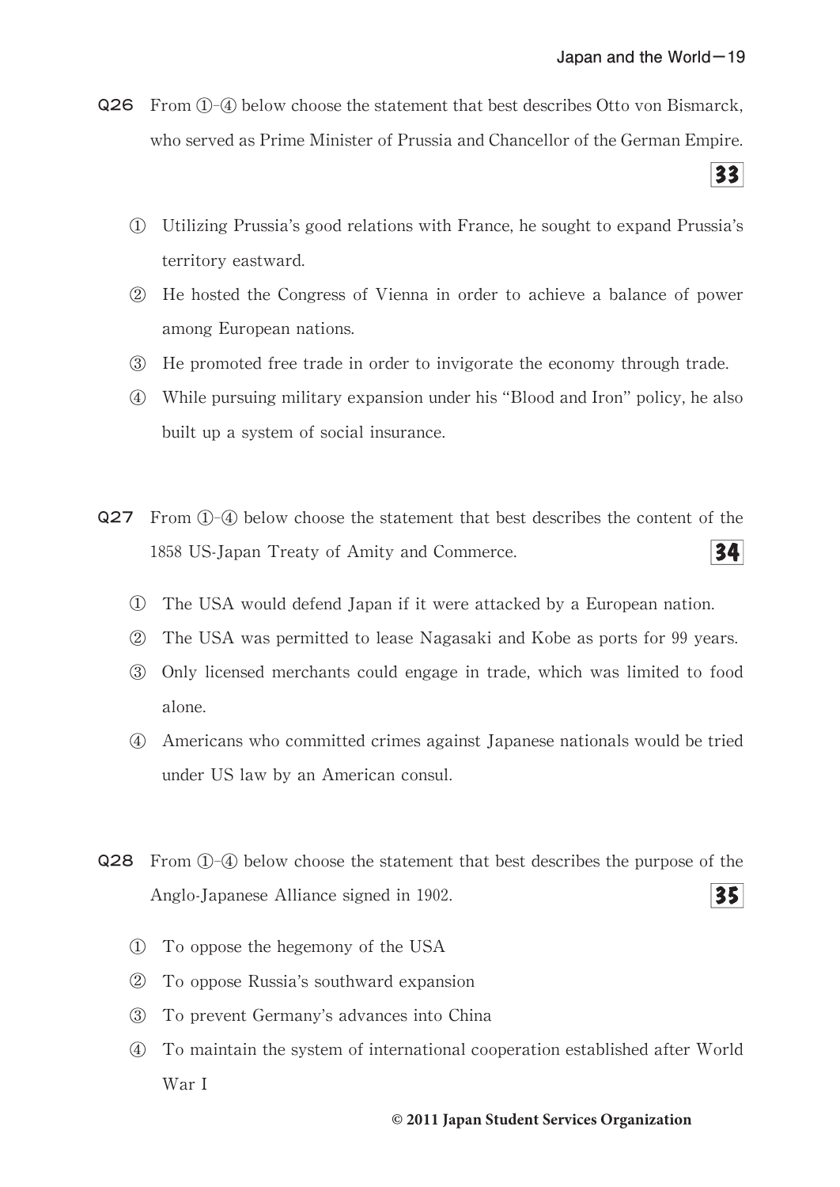**Q26** From ①-④ below choose the statement that best describes Otto von Bismarck, who served as Prime Minister of Prussia and Chancellor of the German Empire. **33**

① Utilizing Prussia's good relations with France, he sought to expand Prussia's territory eastward.

② He hosted the Congress of Vienna in order to achieve a balance of power among European nations.

③ He promoted free trade in order to invigorate the economy through trade.

④ While pursuing military expansion under his "Blood and Iron" policy, he also built up a system of social insurance.

**Q27** From ①-④ below choose the statement that best describes the content of the 1858 US-Japan Treaty of Amity and Commerce. **34**

① The USA would defend Japan if it were attacked by a European nation.

② The USA was permitted to lease Nagasaki and Kobe as ports for 99 years.

③ Only licensed merchants could engage in trade, which was limited to food alone.

④ Americans who committed crimes against Japanese nationals would be tried under US law by an American consul.

**Q28** From ①-④ below choose the statement that best describes the purpose of the Anglo-Japanese Alliance signed in 1902. **35**

① To oppose the hegemony of the USA

② To oppose Russia's southward expansion

③ To prevent Germany's advances into China

④ To maintain the system of international cooperation established after World War I

© 2011 Japan Student Services Organization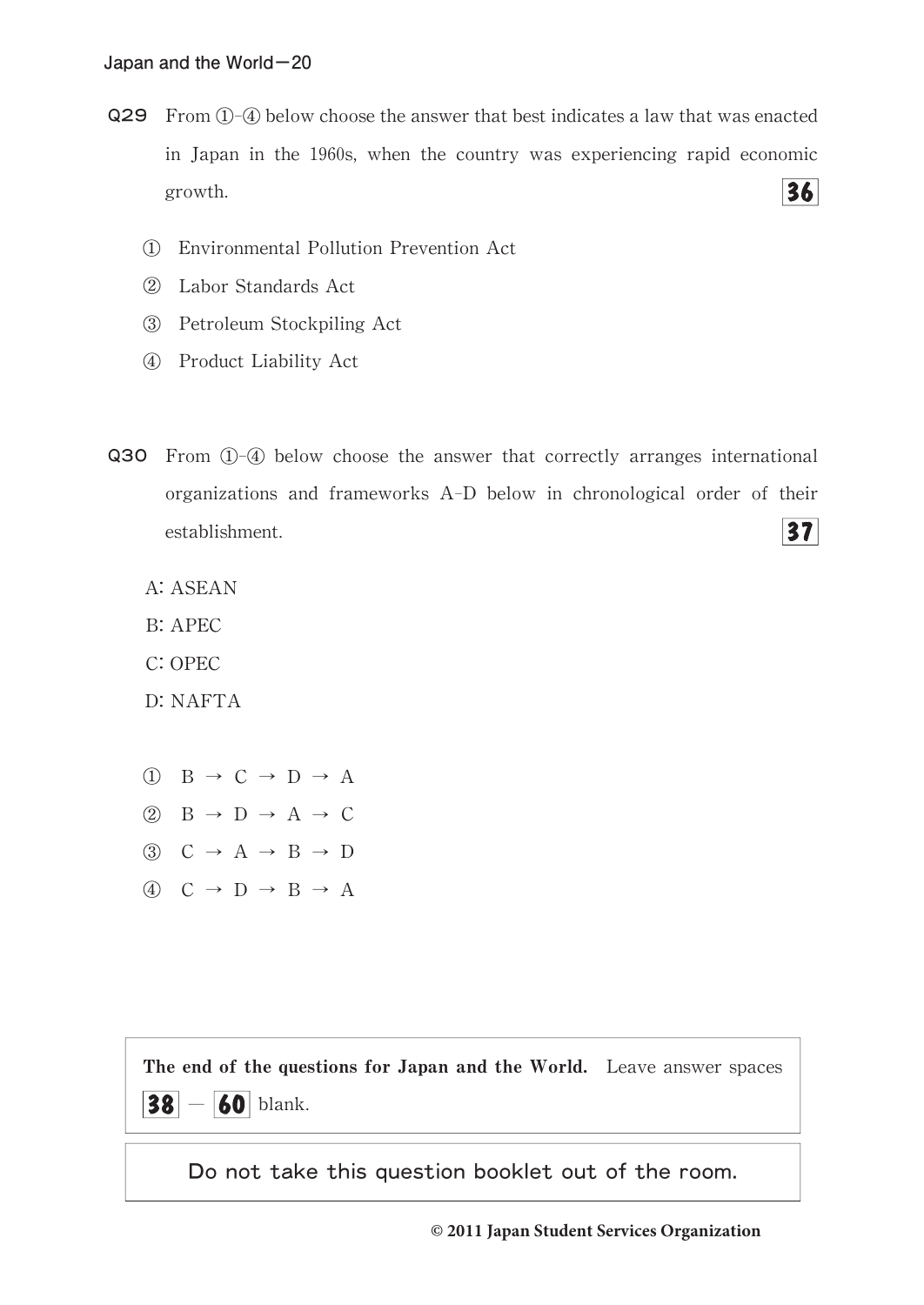**Q29** From ①-④ below choose the answer that best indicates a law that was enacted in Japan in the 1960s, when the country was experiencing rapid economic growth. **36**

① Environmental Pollution Prevention Act

② Labor Standards Act

③ Petroleum Stockpiling Act

④ Product Liability Act

**Q30** From ①-④ below choose the answer that correctly arranges international organizations and frameworks A-D below in chronological order of their establishment. **37**

A: ASEAN

B: APEC

C: OPEC

D: NAFTA

① B → C → D → A

② B → D → A → C

③ C → A → B → D

④ C → D → B → A

**The end of the questions for Japan and the World.** Leave answer spaces **38** — **60** blank.

Do not take this question booklet out of the room.

© 2011 Japan Student Services Organization